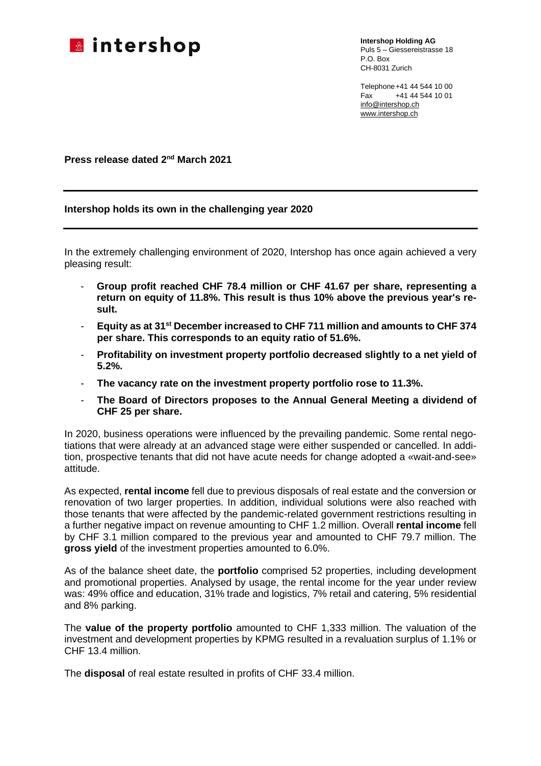**intershop**

**Intershop Holding AG**
Puls 5 – Giessereistrasse 18
P.O. Box
CH-8031 Zurich

Telephone +41 44 544 10 00
Fax +41 44 544 10 01
info@intershop.ch
www.intershop.ch

**Press release dated 2nd March 2021**

---

**Intershop holds its own in the challenging year 2020**

---

In the extremely challenging environment of 2020, Intershop has once again achieved a very pleasing result:

- **Group profit reached CHF 78.4 million or CHF 41.67 per share, representing a return on equity of 11.8%. This result is thus 10% above the previous year's result.**
- **Equity as at 31st December increased to CHF 711 million and amounts to CHF 374 per share. This corresponds to an equity ratio of 51.6%.**
- **Profitability on investment property portfolio decreased slightly to a net yield of 5.2%.**
- **The vacancy rate on the investment property portfolio rose to 11.3%.**
- **The Board of Directors proposes to the Annual General Meeting a dividend of CHF 25 per share.**

In 2020, business operations were influenced by the prevailing pandemic. Some rental negotiations that were already at an advanced stage were either suspended or cancelled. In addition, prospective tenants that did not have acute needs for change adopted a «wait-and-see» attitude.

As expected, **rental income** fell due to previous disposals of real estate and the conversion or renovation of two larger properties. In addition, individual solutions were also reached with those tenants that were affected by the pandemic-related government restrictions resulting in a further negative impact on revenue amounting to CHF 1.2 million. Overall **rental income** fell by CHF 3.1 million compared to the previous year and amounted to CHF 79.7 million. The **gross yield** of the investment properties amounted to 6.0%.

As of the balance sheet date, the **portfolio** comprised 52 properties, including development and promotional properties. Analysed by usage, the rental income for the year under review was: 49% office and education, 31% trade and logistics, 7% retail and catering, 5% residential and 8% parking.

The **value of the property portfolio** amounted to CHF 1,333 million. The valuation of the investment and development properties by KPMG resulted in a revaluation surplus of 1.1% or CHF 13.4 million.

The **disposal** of real estate resulted in profits of CHF 33.4 million.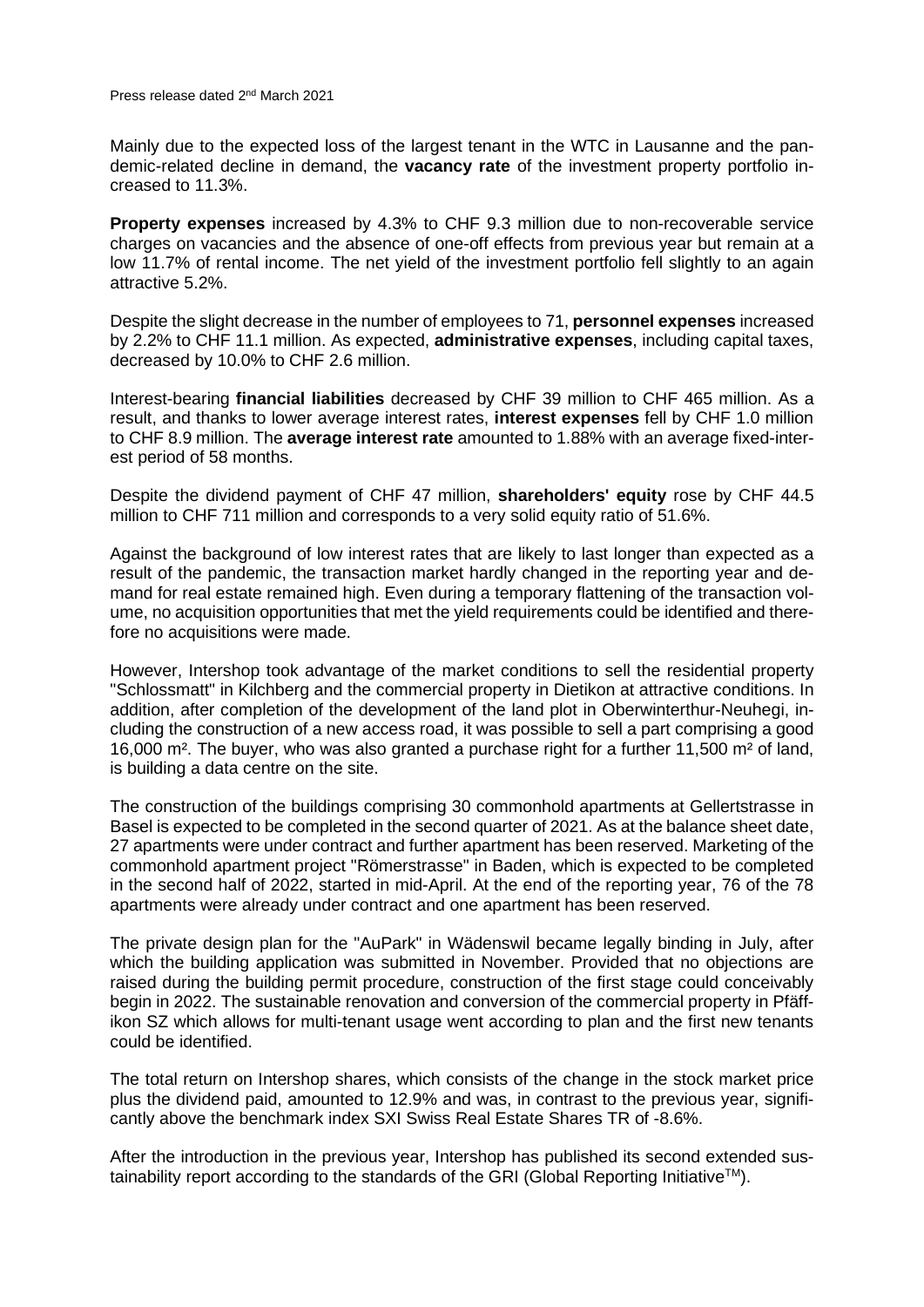Mainly due to the expected loss of the largest tenant in the WTC in Lausanne and the pandemic-related decline in demand, the **vacancy rate** of the investment property portfolio increased to 11.3%.

**Property expenses** increased by 4.3% to CHF 9.3 million due to non-recoverable service charges on vacancies and the absence of one-off effects from previous year but remain at a low 11.7% of rental income. The net yield of the investment portfolio fell slightly to an again attractive 5.2%.

Despite the slight decrease in the number of employees to 71, **personnel expenses** increased by 2.2% to CHF 11.1 million. As expected, **administrative expenses**, including capital taxes, decreased by 10.0% to CHF 2.6 million.

Interest-bearing **financial liabilities** decreased by CHF 39 million to CHF 465 million. As a result, and thanks to lower average interest rates, **interest expenses** fell by CHF 1.0 million to CHF 8.9 million. The **average interest rate** amounted to 1.88% with an average fixed-interest period of 58 months.

Despite the dividend payment of CHF 47 million, **shareholders' equity** rose by CHF 44.5 million to CHF 711 million and corresponds to a very solid equity ratio of 51.6%.

Against the background of low interest rates that are likely to last longer than expected as a result of the pandemic, the transaction market hardly changed in the reporting year and demand for real estate remained high. Even during a temporary flattening of the transaction volume, no acquisition opportunities that met the yield requirements could be identified and therefore no acquisitions were made.

However, Intershop took advantage of the market conditions to sell the residential property "Schlossmatt" in Kilchberg and the commercial property in Dietikon at attractive conditions. In addition, after completion of the development of the land plot in Oberwinterthur-Neuhegi, including the construction of a new access road, it was possible to sell a part comprising a good 16,000 m². The buyer, who was also granted a purchase right for a further 11,500 m² of land, is building a data centre on the site.

The construction of the buildings comprising 30 commonhold apartments at Gellertstrasse in Basel is expected to be completed in the second quarter of 2021. As at the balance sheet date, 27 apartments were under contract and further apartment has been reserved. Marketing of the commonhold apartment project "Römerstrasse" in Baden, which is expected to be completed in the second half of 2022, started in mid-April. At the end of the reporting year, 76 of the 78 apartments were already under contract and one apartment has been reserved.

The private design plan for the "AuPark" in Wädenswil became legally binding in July, after which the building application was submitted in November. Provided that no objections are raised during the building permit procedure, construction of the first stage could conceivably begin in 2022. The sustainable renovation and conversion of the commercial property in Pfäffikon SZ which allows for multi-tenant usage went according to plan and the first new tenants could be identified.

The total return on Intershop shares, which consists of the change in the stock market price plus the dividend paid, amounted to 12.9% and was, in contrast to the previous year, significantly above the benchmark index SXI Swiss Real Estate Shares TR of -8.6%.

After the introduction in the previous year, Intershop has published its second extended sustainability report according to the standards of the GRI (Global Reporting Initiative™).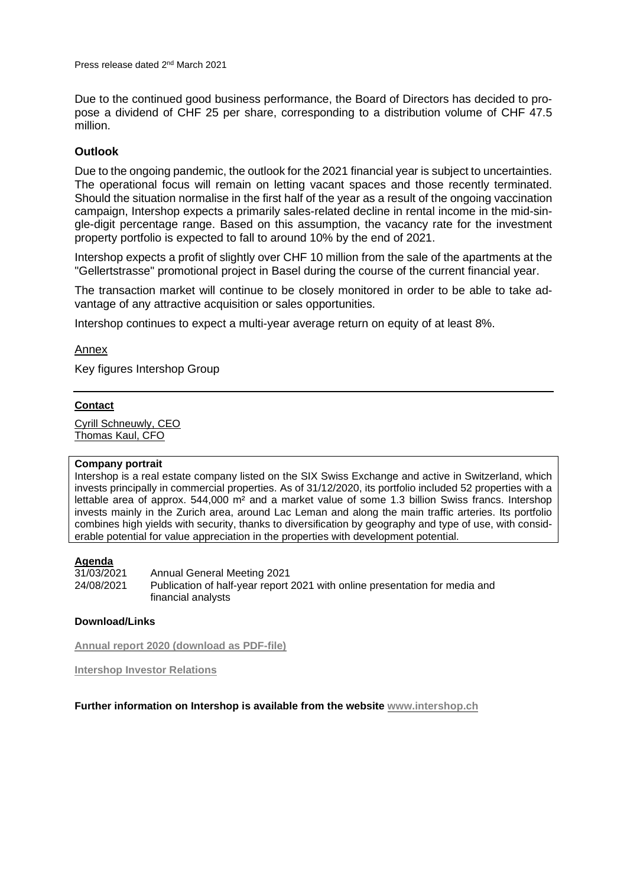Press release dated 2nd March 2021

Due to the continued good business performance, the Board of Directors has decided to propose a dividend of CHF 25 per share, corresponding to a distribution volume of CHF 47.5 million.

## Outlook

Due to the ongoing pandemic, the outlook for the 2021 financial year is subject to uncertainties. The operational focus will remain on letting vacant spaces and those recently terminated. Should the situation normalise in the first half of the year as a result of the ongoing vaccination campaign, Intershop expects a primarily sales-related decline in rental income in the mid-single-digit percentage range. Based on this assumption, the vacancy rate for the investment property portfolio is expected to fall to around 10% by the end of 2021.

Intershop expects a profit of slightly over CHF 10 million from the sale of the apartments at the "Gellertstrasse" promotional project in Basel during the course of the current financial year.

The transaction market will continue to be closely monitored in order to be able to take advantage of any attractive acquisition or sales opportunities.

Intershop continues to expect a multi-year average return on equity of at least 8%.

Annex

Key figures Intershop Group

---

**Contact**

Cyrill Schneuwly, CEO
Thomas Kaul, CFO

**Company portrait**
Intershop is a real estate company listed on the SIX Swiss Exchange and active in Switzerland, which invests principally in commercial properties. As of 31/12/2020, its portfolio included 52 properties with a lettable area of approx. 544,000 m² and a market value of some 1.3 billion Swiss francs. Intershop invests mainly in the Zurich area, around Lac Leman and along the main traffic arteries. Its portfolio combines high yields with security, thanks to diversification by geography and type of use, with considerable potential for value appreciation in the properties with development potential.

**Agenda**

| | |
|---|---|
| 31/03/2021 | Annual General Meeting 2021 |
| 24/08/2021 | Publication of half-year report 2021 with online presentation for media and financial analysts |

**Download/Links**

**Annual report 2020 (download as PDF-file)**

**Intershop Investor Relations**

**Further information on Intershop is available from the website www.intershop.ch**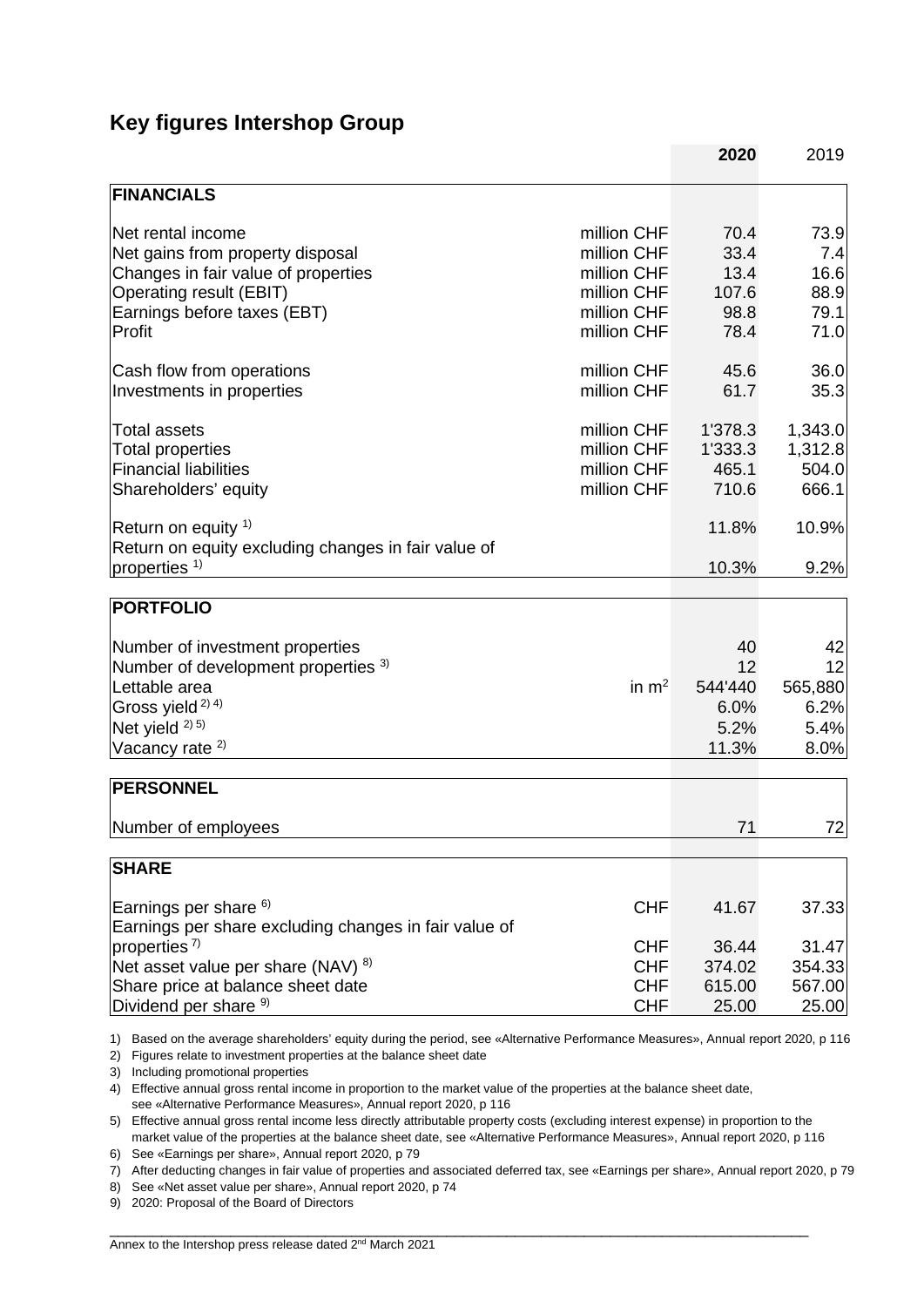# Key figures Intershop Group

| | | 2020 | 2019 |
|---|---|---|---|
| **FINANCIALS** | | | |
| Net rental income | million CHF | 70.4 | 73.9 |
| Net gains from property disposal | million CHF | 33.4 | 7.4 |
| Changes in fair value of properties | million CHF | 13.4 | 16.6 |
| Operating result (EBIT) | million CHF | 107.6 | 88.9 |
| Earnings before taxes (EBT) | million CHF | 98.8 | 79.1 |
| Profit | million CHF | 78.4 | 71.0 |
| Cash flow from operations | million CHF | 45.6 | 36.0 |
| Investments in properties | million CHF | 61.7 | 35.3 |
| Total assets | million CHF | 1'378.3 | 1,343.0 |
| Total properties | million CHF | 1'333.3 | 1,312.8 |
| Financial liabilities | million CHF | 465.1 | 504.0 |
| Shareholders' equity | million CHF | 710.6 | 666.1 |
| Return on equity [1] | | 11.8% | 10.9% |
| Return on equity excluding changes in fair value of properties [1] | | 10.3% | 9.2% |
| **PORTFOLIO** | | | |
| Number of investment properties | | 40 | 42 |
| Number of development properties [3] | | 12 | 12 |
| Lettable area | in $m^2$ | 544'440 | 565,880 |
| Gross yield [2] [4] | | 6.0% | 6.2% |
| Net yield [2] [5] | | 5.2% | 5.4% |
| Vacancy rate [2] | | 11.3% | 8.0% |
| **PERSONNEL** | | | |
| Number of employees | | 71 | 72 |
| **SHARE** | | | |
| Earnings per share [6] | CHF | 41.67 | 37.33 |
| Earnings per share excluding changes in fair value of properties [7] | CHF | 36.44 | 31.47 |
| Net asset value per share (NAV) [8] | CHF | 374.02 | 354.33 |
| Share price at balance sheet date | CHF | 615.00 | 567.00 |
| Dividend per share [9] | CHF | 25.00 | 25.00 |

1) Based on the average shareholders' equity during the period, see «Alternative Performance Measures», Annual report 2020, p 116
2) Figures relate to investment properties at the balance sheet date
3) Including promotional properties
4) Effective annual gross rental income in proportion to the market value of the properties at the balance sheet date, see «Alternative Performance Measures», Annual report 2020, p 116
5) Effective annual gross rental income less directly attributable property costs (excluding interest expense) in proportion to the market value of the properties at the balance sheet date, see «Alternative Performance Measures», Annual report 2020, p 116
6) See «Earnings per share», Annual report 2020, p 79
7) After deducting changes in fair value of properties and associated deferred tax, see «Earnings per share», Annual report 2020, p 79
8) See «Net asset value per share», Annual report 2020, p 74
9) 2020: Proposal of the Board of Directors

Annex to the Intershop press release dated 2nd March 2021